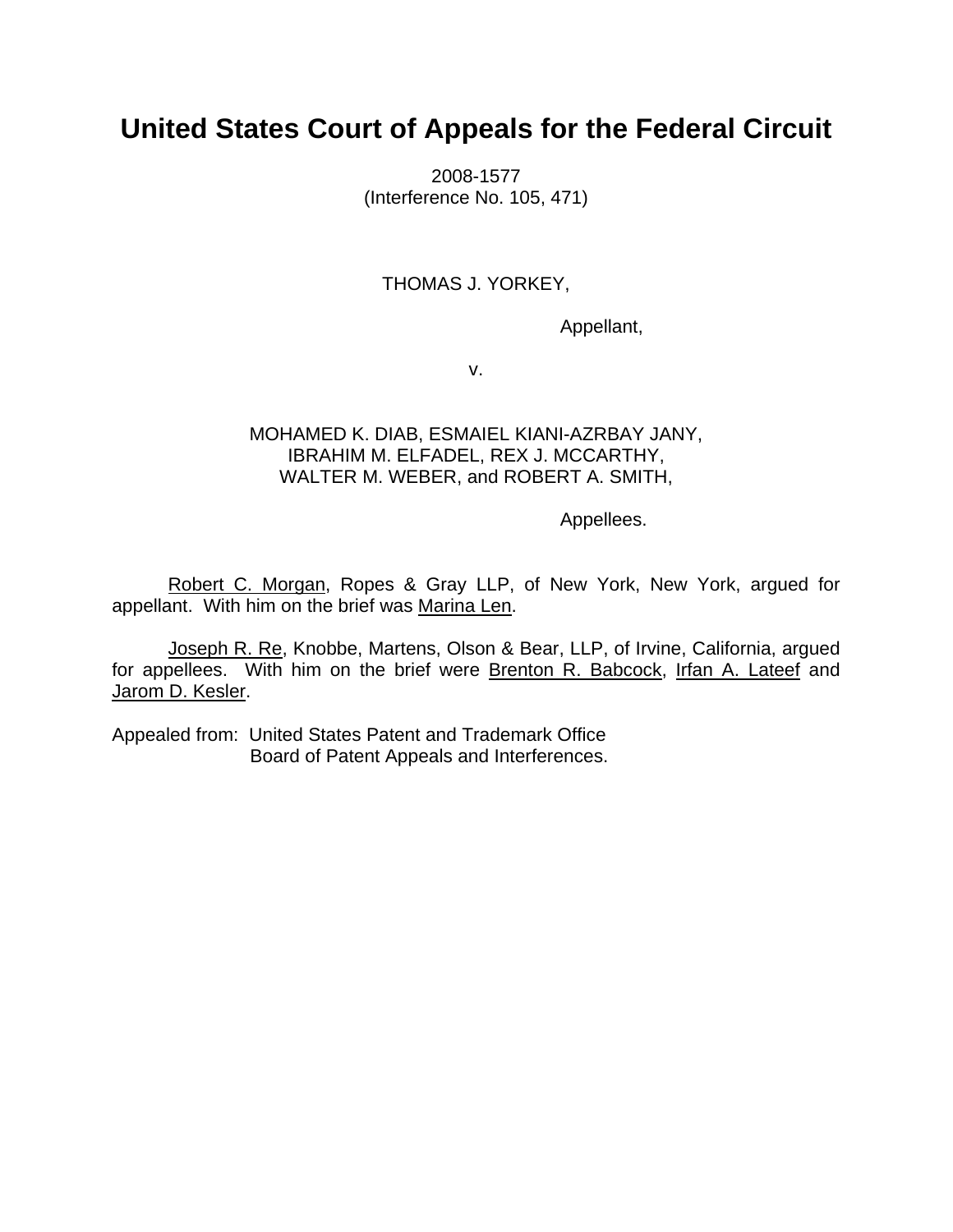# United States Court of Appeals for the Federal Circuit

2008-1577
(Interference No. 105, 471)

THOMAS J. YORKEY,

Appellant,

v.

MOHAMED K. DIAB, ESMAIEL KIANI-AZRBAY JANY,
IBRAHIM M. ELFADEL, REX J. MCCARTHY,
WALTER M. WEBER, and ROBERT A. SMITH,

Appellees.

Robert C. Morgan, Ropes & Gray LLP, of New York, New York, argued for appellant. With him on the brief was Marina Len.

Joseph R. Re, Knobbe, Martens, Olson & Bear, LLP, of Irvine, California, argued for appellees. With him on the brief were Brenton R. Babcock, Irfan A. Lateef and Jarom D. Kesler.

Appealed from: United States Patent and Trademark Office
Board of Patent Appeals and Interferences.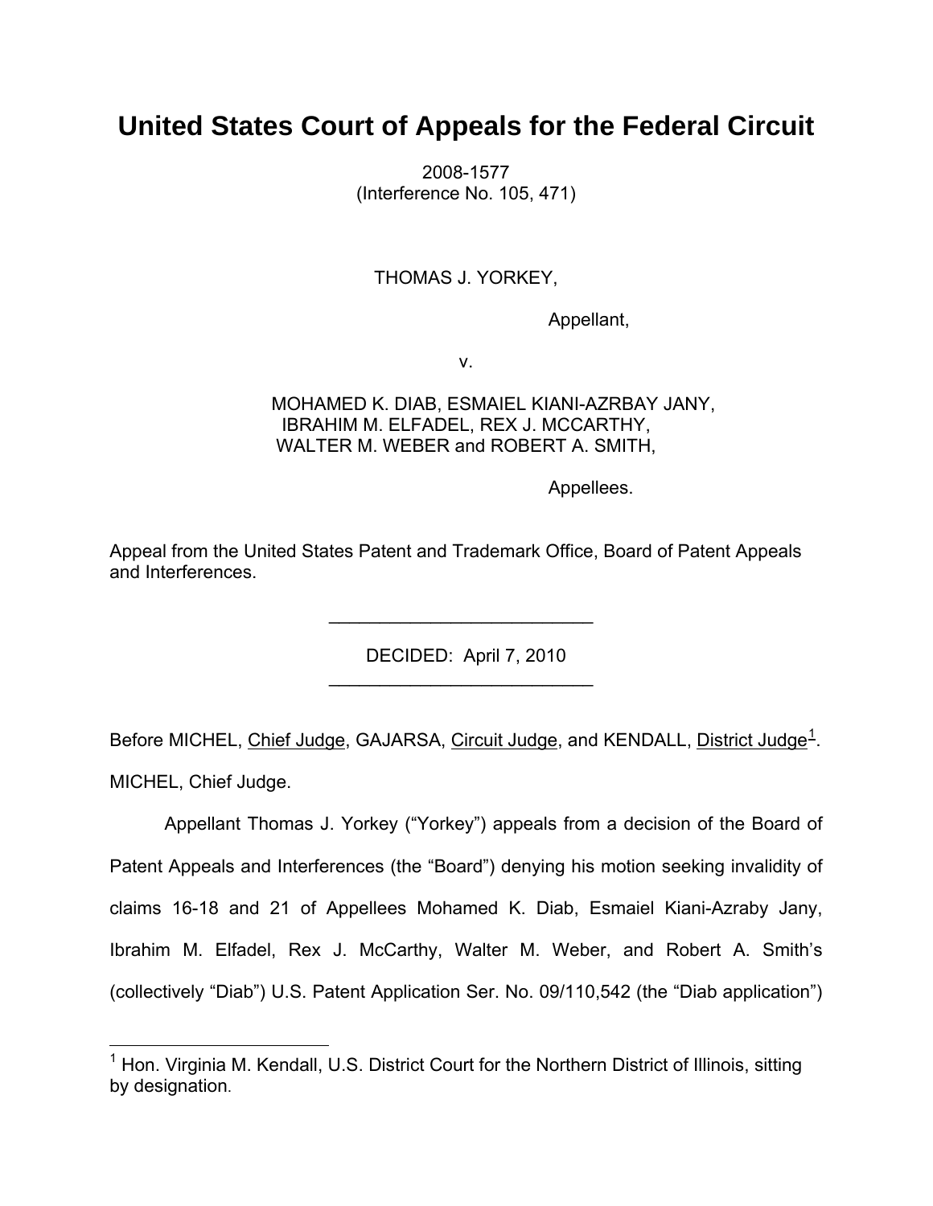# United States Court of Appeals for the Federal Circuit

2008-1577
(Interference No. 105, 471)

THOMAS J. YORKEY,

Appellant,

v.

MOHAMED K. DIAB, ESMAIEL KIANI-AZRBAY JANY, IBRAHIM M. ELFADEL, REX J. MCCARTHY, WALTER M. WEBER and ROBERT A. SMITH,

Appellees.

Appeal from the United States Patent and Trademark Office, Board of Patent Appeals and Interferences.

---

DECIDED: April 7, 2010

---

Before MICHEL, Chief Judge, GAJARSA, Circuit Judge, and KENDALL, District Judge[1].

MICHEL, Chief Judge.

Appellant Thomas J. Yorkey ("Yorkey") appeals from a decision of the Board of Patent Appeals and Interferences (the "Board") denying his motion seeking invalidity of claims 16-18 and 21 of Appellees Mohamed K. Diab, Esmaiel Kiani-Azraby Jany, Ibrahim M. Elfadel, Rex J. McCarthy, Walter M. Weber, and Robert A. Smith's (collectively "Diab") U.S. Patent Application Ser. No. 09/110,542 (the "Diab application")

[1] Hon. Virginia M. Kendall, U.S. District Court for the Northern District of Illinois, sitting by designation.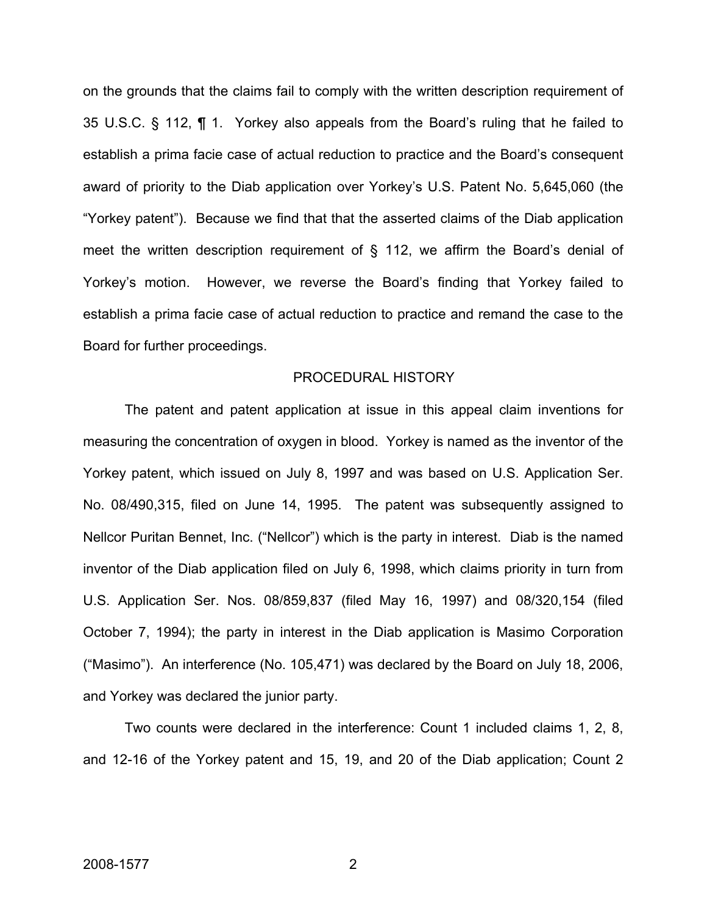on the grounds that the claims fail to comply with the written description requirement of 35 U.S.C. § 112, ¶ 1. Yorkey also appeals from the Board's ruling that he failed to establish a prima facie case of actual reduction to practice and the Board's consequent award of priority to the Diab application over Yorkey's U.S. Patent No. 5,645,060 (the "Yorkey patent"). Because we find that that the asserted claims of the Diab application meet the written description requirement of § 112, we affirm the Board's denial of Yorkey's motion. However, we reverse the Board's finding that Yorkey failed to establish a prima facie case of actual reduction to practice and remand the case to the Board for further proceedings.

## PROCEDURAL HISTORY

The patent and patent application at issue in this appeal claim inventions for measuring the concentration of oxygen in blood. Yorkey is named as the inventor of the Yorkey patent, which issued on July 8, 1997 and was based on U.S. Application Ser. No. 08/490,315, filed on June 14, 1995. The patent was subsequently assigned to Nellcor Puritan Bennet, Inc. ("Nellcor") which is the party in interest. Diab is the named inventor of the Diab application filed on July 6, 1998, which claims priority in turn from U.S. Application Ser. Nos. 08/859,837 (filed May 16, 1997) and 08/320,154 (filed October 7, 1994); the party in interest in the Diab application is Masimo Corporation ("Masimo"). An interference (No. 105,471) was declared by the Board on July 18, 2006, and Yorkey was declared the junior party.

Two counts were declared in the interference: Count 1 included claims 1, 2, 8, and 12-16 of the Yorkey patent and 15, 19, and 20 of the Diab application; Count 2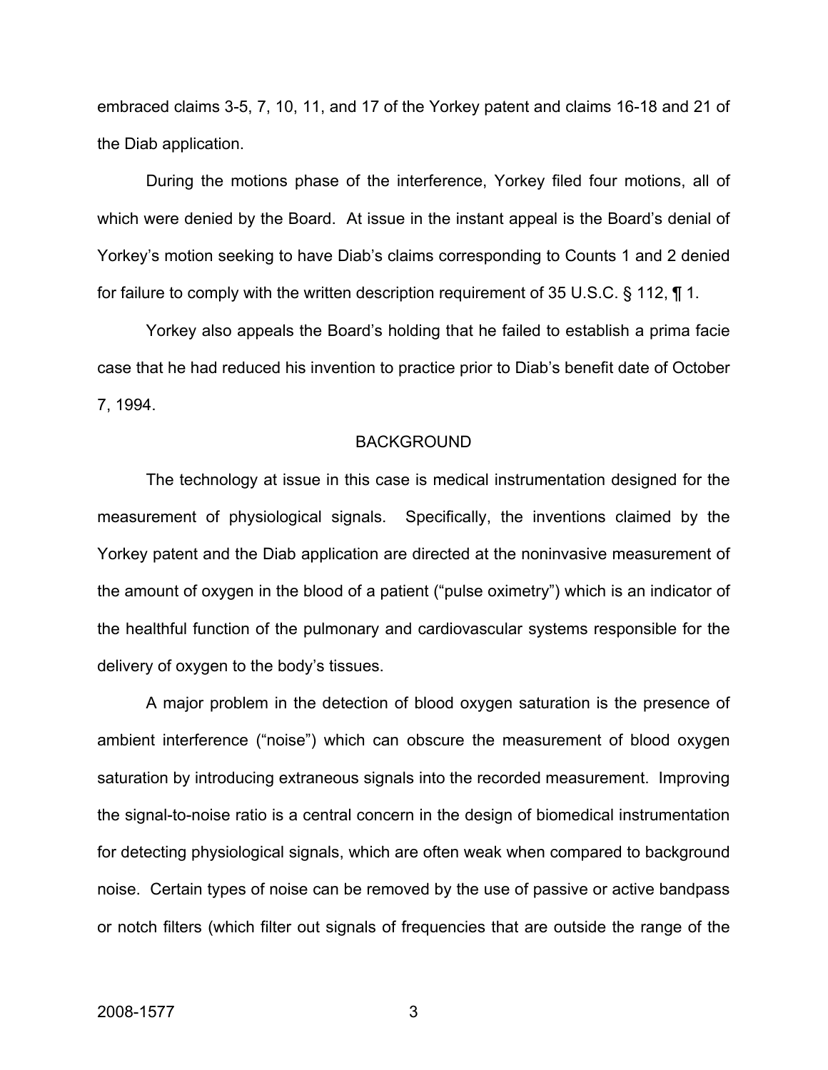embraced claims 3-5, 7, 10, 11, and 17 of the Yorkey patent and claims 16-18 and 21 of the Diab application.

During the motions phase of the interference, Yorkey filed four motions, all of which were denied by the Board. At issue in the instant appeal is the Board's denial of Yorkey's motion seeking to have Diab's claims corresponding to Counts 1 and 2 denied for failure to comply with the written description requirement of 35 U.S.C. § 112, ¶ 1.

Yorkey also appeals the Board's holding that he failed to establish a prima facie case that he had reduced his invention to practice prior to Diab's benefit date of October 7, 1994.

## BACKGROUND

The technology at issue in this case is medical instrumentation designed for the measurement of physiological signals. Specifically, the inventions claimed by the Yorkey patent and the Diab application are directed at the noninvasive measurement of the amount of oxygen in the blood of a patient ("pulse oximetry") which is an indicator of the healthful function of the pulmonary and cardiovascular systems responsible for the delivery of oxygen to the body's tissues.

A major problem in the detection of blood oxygen saturation is the presence of ambient interference ("noise") which can obscure the measurement of blood oxygen saturation by introducing extraneous signals into the recorded measurement. Improving the signal-to-noise ratio is a central concern in the design of biomedical instrumentation for detecting physiological signals, which are often weak when compared to background noise. Certain types of noise can be removed by the use of passive or active bandpass or notch filters (which filter out signals of frequencies that are outside the range of the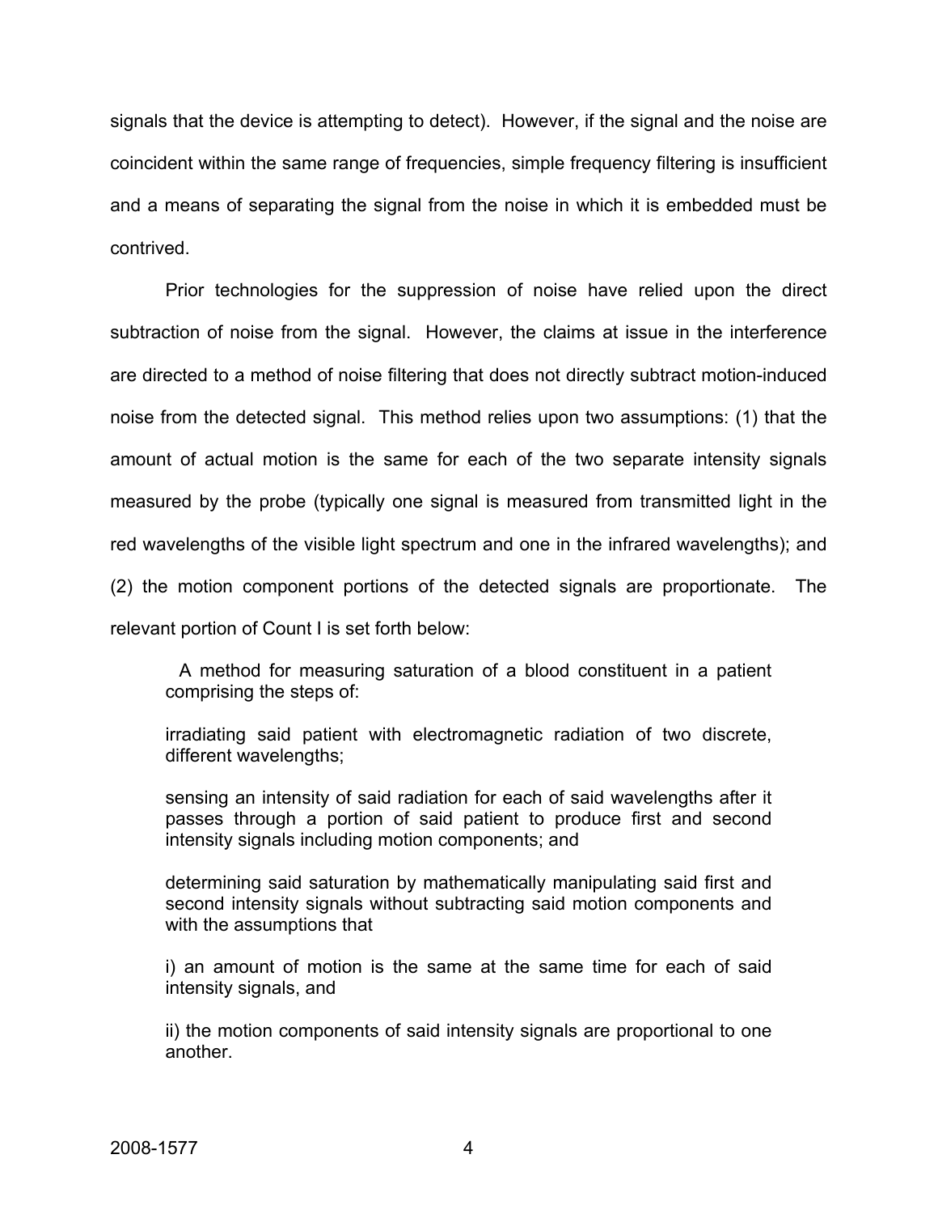signals that the device is attempting to detect). However, if the signal and the noise are coincident within the same range of frequencies, simple frequency filtering is insufficient and a means of separating the signal from the noise in which it is embedded must be contrived.

Prior technologies for the suppression of noise have relied upon the direct subtraction of noise from the signal. However, the claims at issue in the interference are directed to a method of noise filtering that does not directly subtract motion-induced noise from the detected signal. This method relies upon two assumptions: (1) that the amount of actual motion is the same for each of the two separate intensity signals measured by the probe (typically one signal is measured from transmitted light in the red wavelengths of the visible light spectrum and one in the infrared wavelengths); and (2) the motion component portions of the detected signals are proportionate. The relevant portion of Count I is set forth below:

> A method for measuring saturation of a blood constituent in a patient comprising the steps of:
>
> irradiating said patient with electromagnetic radiation of two discrete, different wavelengths;
>
> sensing an intensity of said radiation for each of said wavelengths after it passes through a portion of said patient to produce first and second intensity signals including motion components; and
>
> determining said saturation by mathematically manipulating said first and second intensity signals without subtracting said motion components and with the assumptions that
>
> i) an amount of motion is the same at the same time for each of said intensity signals, and
>
> ii) the motion components of said intensity signals are proportional to one another.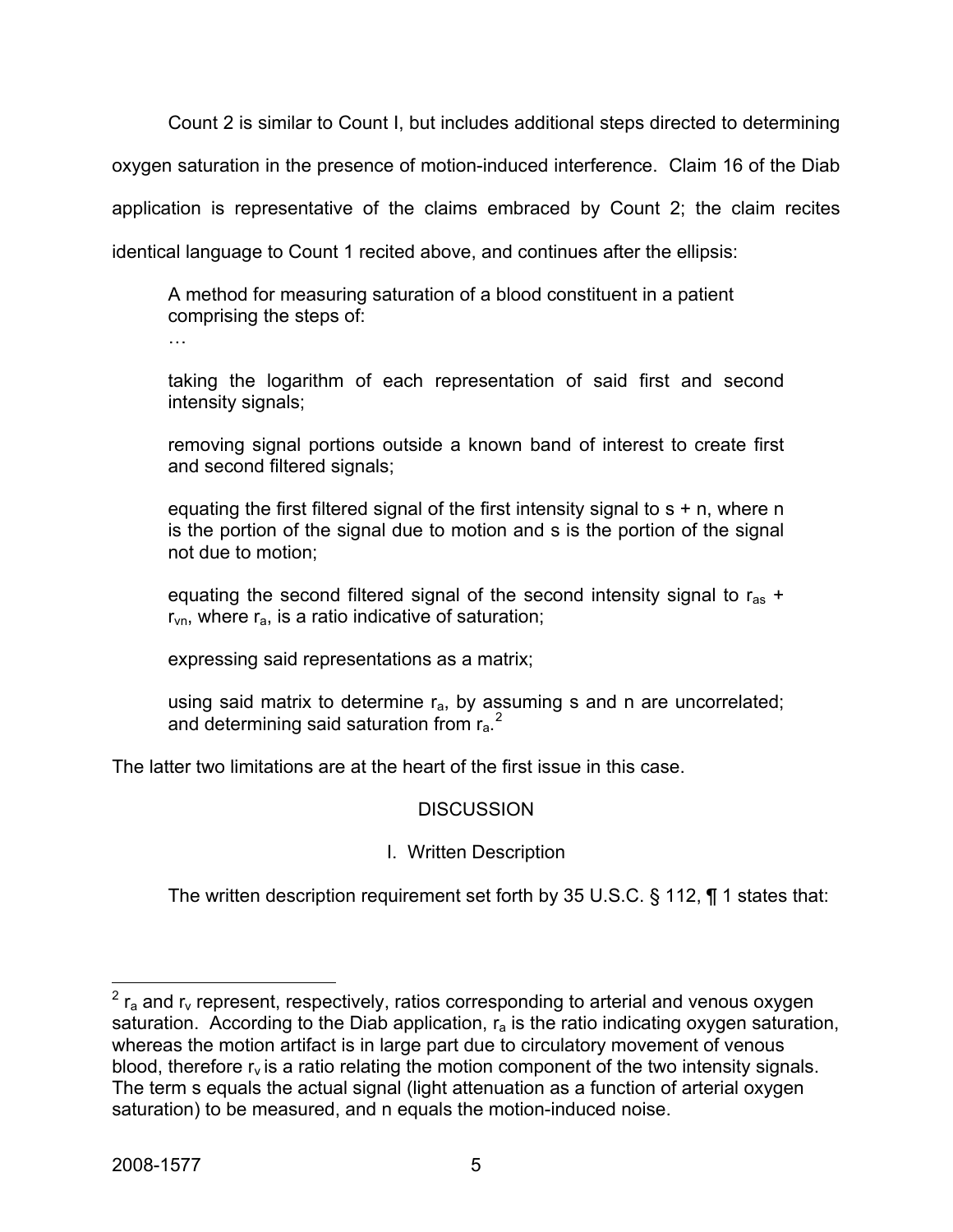Count 2 is similar to Count I, but includes additional steps directed to determining oxygen saturation in the presence of motion-induced interference. Claim 16 of the Diab application is representative of the claims embraced by Count 2; the claim recites identical language to Count 1 recited above, and continues after the ellipsis:

> A method for measuring saturation of a blood constituent in a patient comprising the steps of:
>
> …
>
> taking the logarithm of each representation of said first and second intensity signals;
>
> removing signal portions outside a known band of interest to create first and second filtered signals;
>
> equating the first filtered signal of the first intensity signal to s + n, where n is the portion of the signal due to motion and s is the portion of the signal not due to motion;
>
> equating the second filtered signal of the second intensity signal to $r_{as}$ + $r_{vn}$, where $r_a$, is a ratio indicative of saturation;
>
> expressing said representations as a matrix;
>
> using said matrix to determine $r_a$, by assuming s and n are uncorrelated; and determining said saturation from $r_a$.[2]

The latter two limitations are at the heart of the first issue in this case.

## DISCUSSION

### I. Written Description

The written description requirement set forth by 35 U.S.C. § 112, ¶ 1 states that:

---

[2] $r_a$ and $r_v$ represent, respectively, ratios corresponding to arterial and venous oxygen saturation. According to the Diab application, $r_a$ is the ratio indicating oxygen saturation, whereas the motion artifact is in large part due to circulatory movement of venous blood, therefore $r_v$ is a ratio relating the motion component of the two intensity signals. The term s equals the actual signal (light attenuation as a function of arterial oxygen saturation) to be measured, and n equals the motion-induced noise.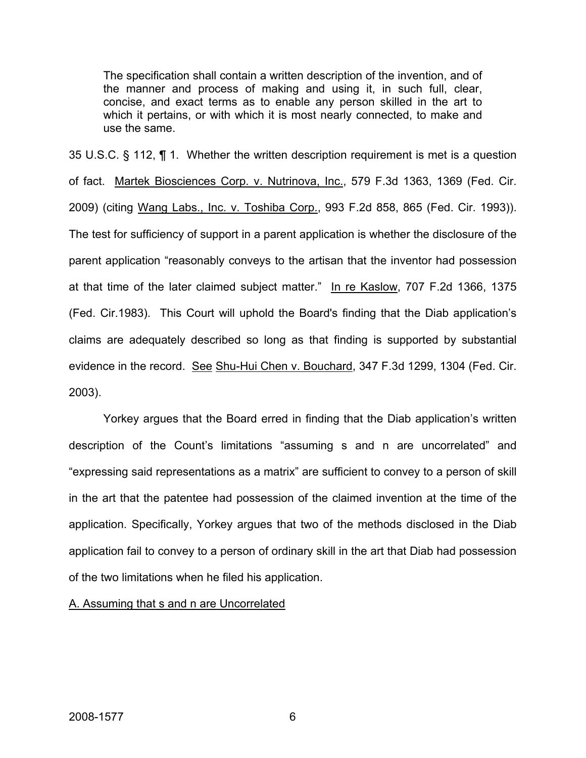> The specification shall contain a written description of the invention, and of the manner and process of making and using it, in such full, clear, concise, and exact terms as to enable any person skilled in the art to which it pertains, or with which it is most nearly connected, to make and use the same.

35 U.S.C. § 112, ¶ 1. Whether the written description requirement is met is a question of fact. Martek Biosciences Corp. v. Nutrinova, Inc., 579 F.3d 1363, 1369 (Fed. Cir. 2009) (citing Wang Labs., Inc. v. Toshiba Corp., 993 F.2d 858, 865 (Fed. Cir. 1993)). The test for sufficiency of support in a parent application is whether the disclosure of the parent application "reasonably conveys to the artisan that the inventor had possession at that time of the later claimed subject matter." In re Kaslow, 707 F.2d 1366, 1375 (Fed. Cir.1983). This Court will uphold the Board's finding that the Diab application's claims are adequately described so long as that finding is supported by substantial evidence in the record. See Shu-Hui Chen v. Bouchard, 347 F.3d 1299, 1304 (Fed. Cir. 2003).

Yorkey argues that the Board erred in finding that the Diab application's written description of the Count's limitations "assuming s and n are uncorrelated" and "expressing said representations as a matrix" are sufficient to convey to a person of skill in the art that the patentee had possession of the claimed invention at the time of the application. Specifically, Yorkey argues that two of the methods disclosed in the Diab application fail to convey to a person of ordinary skill in the art that Diab had possession of the two limitations when he filed his application.

A. Assuming that s and n are Uncorrelated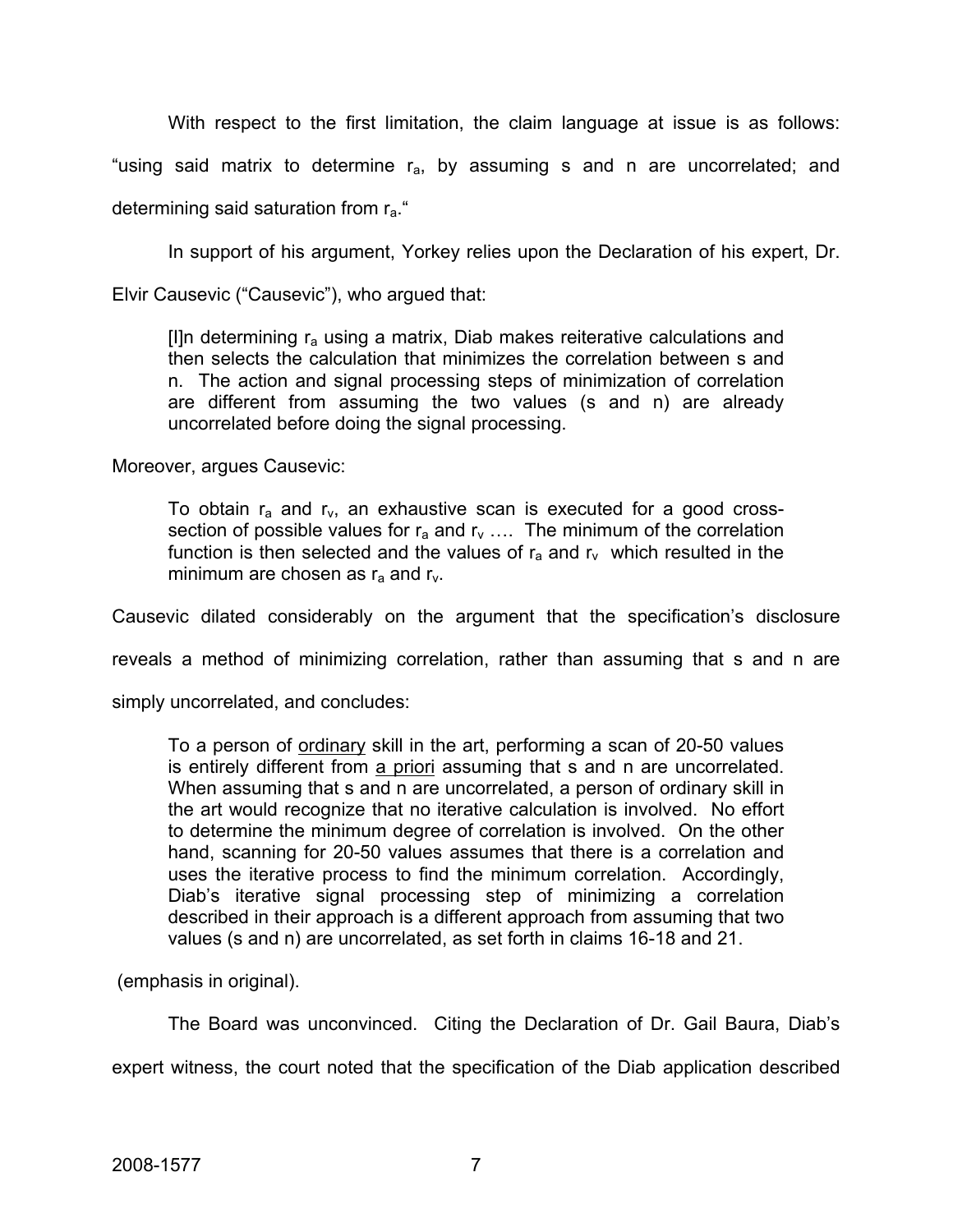With respect to the first limitation, the claim language at issue is as follows: "using said matrix to determine $r_a$, by assuming s and n are uncorrelated; and determining said saturation from $r_a$."

In support of his argument, Yorkey relies upon the Declaration of his expert, Dr. Elvir Causevic ("Causevic"), who argued that:

> [I]n determining $r_a$ using a matrix, Diab makes reiterative calculations and then selects the calculation that minimizes the correlation between s and n. The action and signal processing steps of minimization of correlation are different from assuming the two values (s and n) are already uncorrelated before doing the signal processing.

Moreover, argues Causevic:

> To obtain $r_a$ and $r_v$, an exhaustive scan is executed for a good cross-section of possible values for $r_a$ and $r_v$ …. The minimum of the correlation function is then selected and the values of $r_a$ and $r_v$ which resulted in the minimum are chosen as $r_a$ and $r_v$.

Causevic dilated considerably on the argument that the specification's disclosure reveals a method of minimizing correlation, rather than assuming that s and n are simply uncorrelated, and concludes:

> To a person of <u>ordinary</u> skill in the art, performing a scan of 20-50 values is entirely different from <u>a priori</u> assuming that s and n are uncorrelated. When assuming that s and n are uncorrelated, a person of ordinary skill in the art would recognize that no iterative calculation is involved. No effort to determine the minimum degree of correlation is involved. On the other hand, scanning for 20-50 values assumes that there is a correlation and uses the iterative process to find the minimum correlation. Accordingly, Diab's iterative signal processing step of minimizing a correlation described in their approach is a different approach from assuming that two values (s and n) are uncorrelated, as set forth in claims 16-18 and 21.

(emphasis in original).

The Board was unconvinced. Citing the Declaration of Dr. Gail Baura, Diab's expert witness, the court noted that the specification of the Diab application described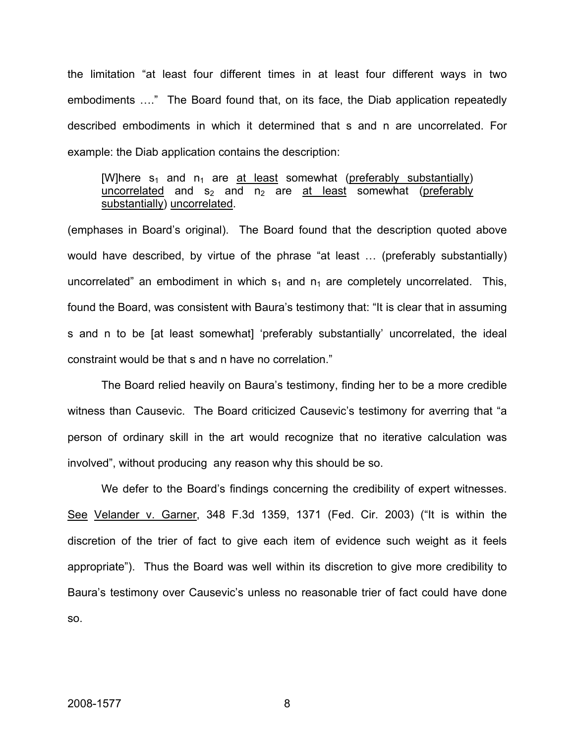the limitation “at least four different times in at least four different ways in two embodiments ….” The Board found that, on its face, the Diab application repeatedly described embodiments in which it determined that s and n are uncorrelated. For example: the Diab application contains the description:

> [W]here $s_1$ and $n_1$ are <u>at least</u> somewhat (<u>preferably substantially</u>) <u>uncorrelated</u> and $s_2$ and $n_2$ are <u>at least</u> somewhat (<u>preferably substantially</u>) <u>uncorrelated</u>.

(emphases in Board’s original). The Board found that the description quoted above would have described, by virtue of the phrase “at least … (preferably substantially) uncorrelated” an embodiment in which $s_1$ and $n_1$ are completely uncorrelated. This, found the Board, was consistent with Baura’s testimony that: “It is clear that in assuming s and n to be [at least somewhat] ‘preferably substantially’ uncorrelated, the ideal constraint would be that s and n have no correlation.”

The Board relied heavily on Baura’s testimony, finding her to be a more credible witness than Causevic. The Board criticized Causevic’s testimony for averring that “a person of ordinary skill in the art would recognize that no iterative calculation was involved”, without producing any reason why this should be so.

We defer to the Board’s findings concerning the credibility of expert witnesses. <u>See</u> <u>Velander v. Garner</u>, 348 F.3d 1359, 1371 (Fed. Cir. 2003) (“It is within the discretion of the trier of fact to give each item of evidence such weight as it feels appropriate”). Thus the Board was well within its discretion to give more credibility to Baura’s testimony over Causevic’s unless no reasonable trier of fact could have done so.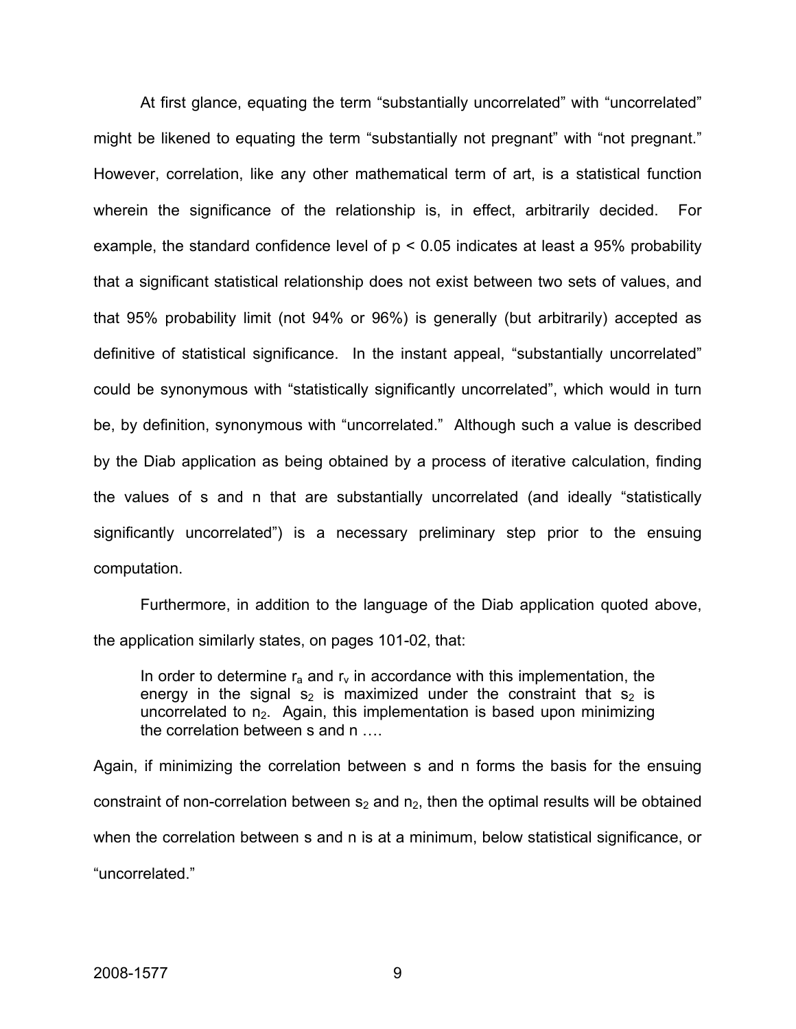At first glance, equating the term "substantially uncorrelated" with "uncorrelated" might be likened to equating the term "substantially not pregnant" with "not pregnant." However, correlation, like any other mathematical term of art, is a statistical function wherein the significance of the relationship is, in effect, arbitrarily decided. For example, the standard confidence level of $p < 0.05$ indicates at least a 95% probability that a significant statistical relationship does not exist between two sets of values, and that 95% probability limit (not 94% or 96%) is generally (but arbitrarily) accepted as definitive of statistical significance. In the instant appeal, "substantially uncorrelated" could be synonymous with "statistically significantly uncorrelated", which would in turn be, by definition, synonymous with "uncorrelated." Although such a value is described by the Diab application as being obtained by a process of iterative calculation, finding the values of s and n that are substantially uncorrelated (and ideally "statistically significantly uncorrelated") is a necessary preliminary step prior to the ensuing computation.

Furthermore, in addition to the language of the Diab application quoted above, the application similarly states, on pages 101-02, that:

> In order to determine $r_a$ and $r_v$ in accordance with this implementation, the energy in the signal $s_2$ is maximized under the constraint that $s_2$ is uncorrelated to $n_2$. Again, this implementation is based upon minimizing the correlation between s and n ….

Again, if minimizing the correlation between s and n forms the basis for the ensuing constraint of non-correlation between $s_2$ and $n_2$, then the optimal results will be obtained when the correlation between s and n is at a minimum, below statistical significance, or "uncorrelated."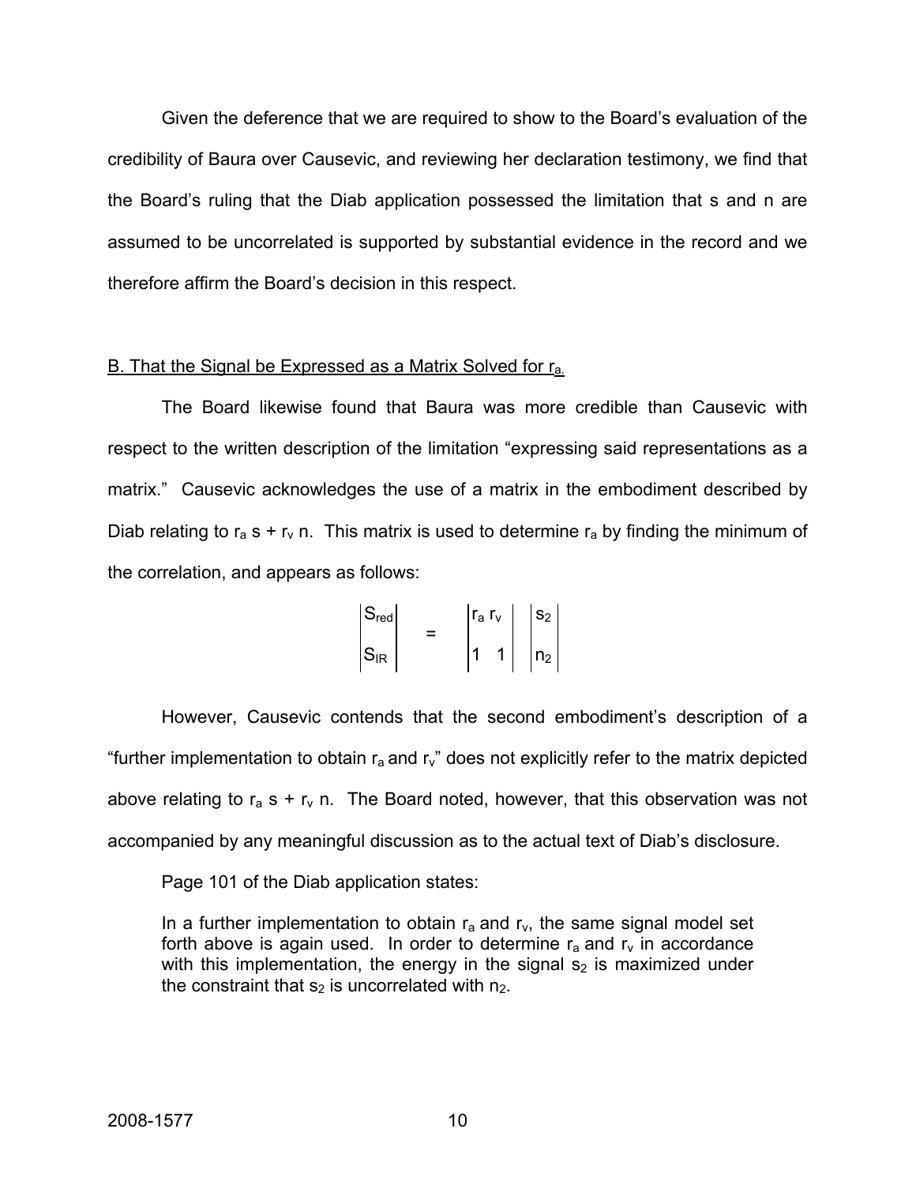Given the deference that we are required to show to the Board's evaluation of the credibility of Baura over Causevic, and reviewing her declaration testimony, we find that the Board's ruling that the Diab application possessed the limitation that s and n are assumed to be uncorrelated is supported by substantial evidence in the record and we therefore affirm the Board's decision in this respect.

B. That the Signal be Expressed as a Matrix Solved for $r_a$.

The Board likewise found that Baura was more credible than Causevic with respect to the written description of the limitation "expressing said representations as a matrix." Causevic acknowledges the use of a matrix in the embodiment described by Diab relating to $r_a s + r_v n$. This matrix is used to determine $r_a$ by finding the minimum of the correlation, and appears as follows:

$$\begin{vmatrix} S_{red} \\ S_{IR} \end{vmatrix} = \begin{vmatrix} r_a & r_v \\ 1 & 1 \end{vmatrix} \begin{vmatrix} s_2 \\ n_2 \end{vmatrix}$$

However, Causevic contends that the second embodiment's description of a "further implementation to obtain $r_a$ and $r_v$" does not explicitly refer to the matrix depicted above relating to $r_a s + r_v n$. The Board noted, however, that this observation was not accompanied by any meaningful discussion as to the actual text of Diab's disclosure.

Page 101 of the Diab application states:

> In a further implementation to obtain $r_a$ and $r_v$, the same signal model set forth above is again used. In order to determine $r_a$ and $r_v$ in accordance with this implementation, the energy in the signal $s_2$ is maximized under the constraint that $s_2$ is uncorrelated with $n_2$.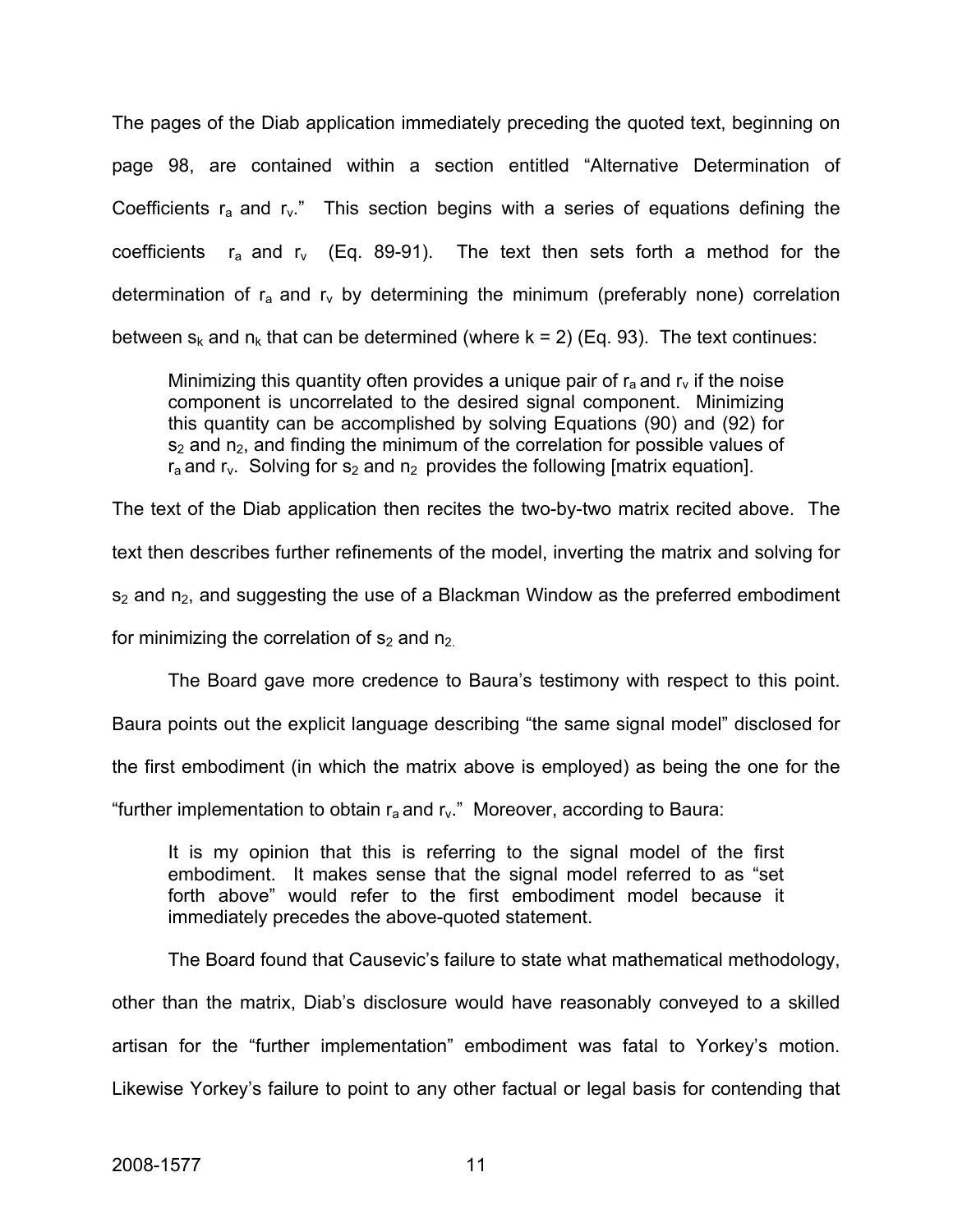The pages of the Diab application immediately preceding the quoted text, beginning on page 98, are contained within a section entitled "Alternative Determination of Coefficients $r_a$ and $r_v$." This section begins with a series of equations defining the coefficients $r_a$ and $r_v$ (Eq. 89-91). The text then sets forth a method for the determination of $r_a$ and $r_v$ by determining the minimum (preferably none) correlation between $s_k$ and $n_k$ that can be determined (where k = 2) (Eq. 93). The text continues:

> Minimizing this quantity often provides a unique pair of $r_a$ and $r_v$ if the noise component is uncorrelated to the desired signal component. Minimizing this quantity can be accomplished by solving Equations (90) and (92) for $s_2$ and $n_2$, and finding the minimum of the correlation for possible values of $r_a$ and $r_v$. Solving for $s_2$ and $n_2$ provides the following [matrix equation].

The text of the Diab application then recites the two-by-two matrix recited above. The text then describes further refinements of the model, inverting the matrix and solving for $s_2$ and $n_2$, and suggesting the use of a Blackman Window as the preferred embodiment for minimizing the correlation of $s_2$ and $n_2$.

The Board gave more credence to Baura's testimony with respect to this point. Baura points out the explicit language describing "the same signal model" disclosed for the first embodiment (in which the matrix above is employed) as being the one for the "further implementation to obtain $r_a$ and $r_v$." Moreover, according to Baura:

> It is my opinion that this is referring to the signal model of the first embodiment. It makes sense that the signal model referred to as "set forth above" would refer to the first embodiment model because it immediately precedes the above-quoted statement.

The Board found that Causevic's failure to state what mathematical methodology, other than the matrix, Diab's disclosure would have reasonably conveyed to a skilled artisan for the "further implementation" embodiment was fatal to Yorkey's motion. Likewise Yorkey's failure to point to any other factual or legal basis for contending that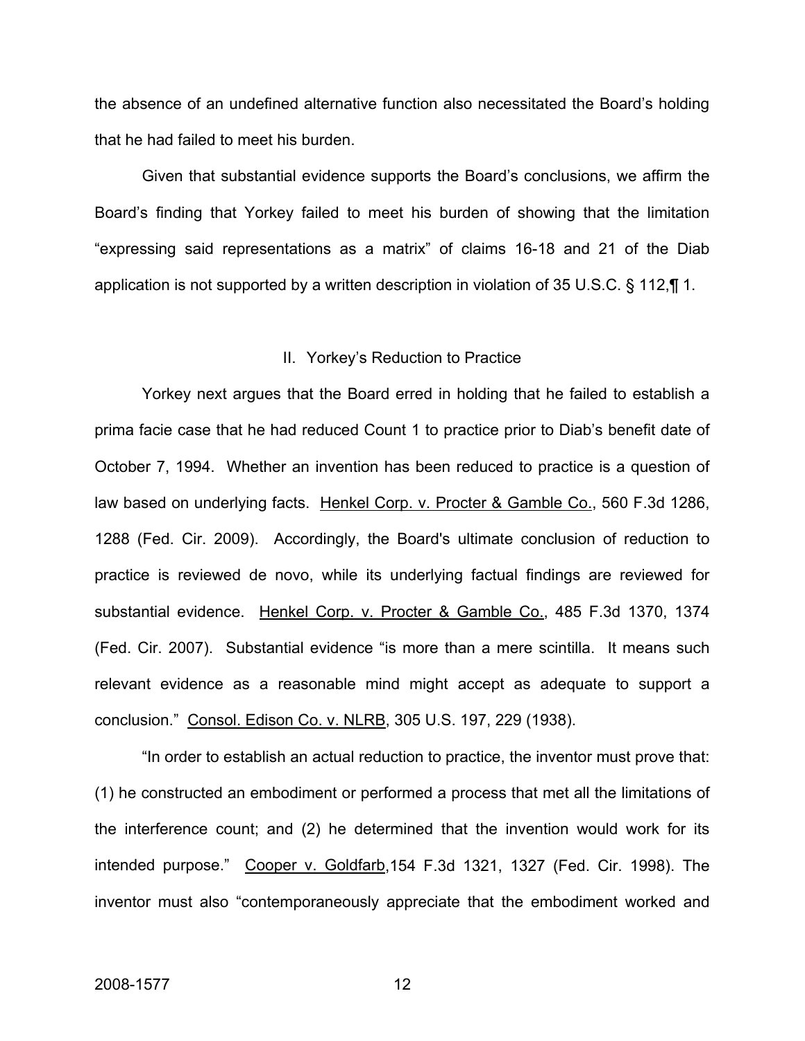the absence of an undefined alternative function also necessitated the Board's holding that he had failed to meet his burden.

Given that substantial evidence supports the Board's conclusions, we affirm the Board's finding that Yorkey failed to meet his burden of showing that the limitation "expressing said representations as a matrix" of claims 16-18 and 21 of the Diab application is not supported by a written description in violation of 35 U.S.C. § 112,¶ 1.

## II. Yorkey's Reduction to Practice

Yorkey next argues that the Board erred in holding that he failed to establish a prima facie case that he had reduced Count 1 to practice prior to Diab's benefit date of October 7, 1994. Whether an invention has been reduced to practice is a question of law based on underlying facts. Henkel Corp. v. Procter & Gamble Co., 560 F.3d 1286, 1288 (Fed. Cir. 2009). Accordingly, the Board's ultimate conclusion of reduction to practice is reviewed de novo, while its underlying factual findings are reviewed for substantial evidence. Henkel Corp. v. Procter & Gamble Co., 485 F.3d 1370, 1374 (Fed. Cir. 2007). Substantial evidence "is more than a mere scintilla. It means such relevant evidence as a reasonable mind might accept as adequate to support a conclusion." Consol. Edison Co. v. NLRB, 305 U.S. 197, 229 (1938).

"In order to establish an actual reduction to practice, the inventor must prove that: (1) he constructed an embodiment or performed a process that met all the limitations of the interference count; and (2) he determined that the invention would work for its intended purpose." Cooper v. Goldfarb,154 F.3d 1321, 1327 (Fed. Cir. 1998). The inventor must also "contemporaneously appreciate that the embodiment worked and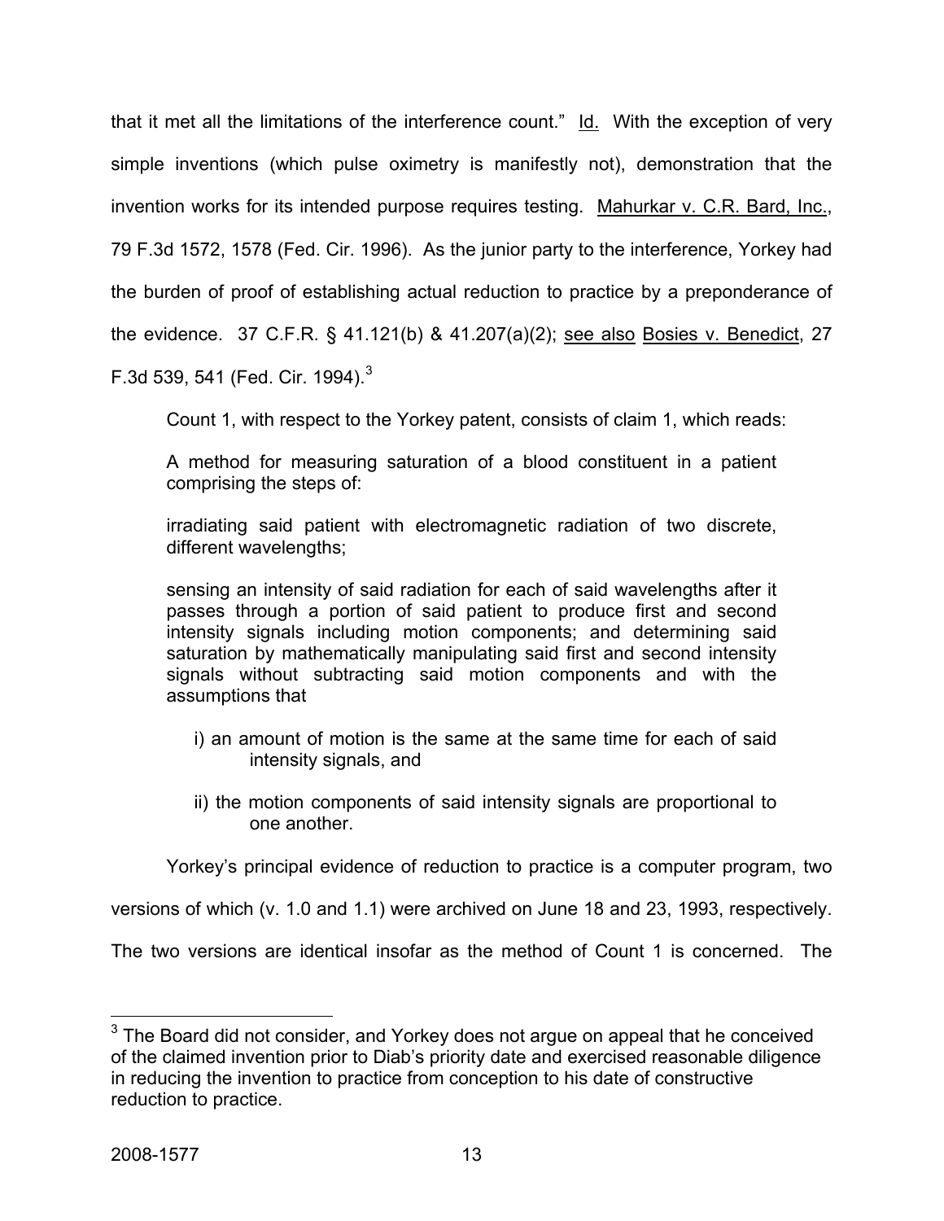that it met all the limitations of the interference count." Id. With the exception of very simple inventions (which pulse oximetry is manifestly not), demonstration that the invention works for its intended purpose requires testing. Mahurkar v. C.R. Bard, Inc., 79 F.3d 1572, 1578 (Fed. Cir. 1996). As the junior party to the interference, Yorkey had the burden of proof of establishing actual reduction to practice by a preponderance of the evidence. 37 C.F.R. § 41.121(b) & 41.207(a)(2); see also Bosies v. Benedict, 27 F.3d 539, 541 (Fed. Cir. 1994).[3]

Count 1, with respect to the Yorkey patent, consists of claim 1, which reads:

> A method for measuring saturation of a blood constituent in a patient comprising the steps of:
>
> irradiating said patient with electromagnetic radiation of two discrete, different wavelengths;
>
> sensing an intensity of said radiation for each of said wavelengths after it passes through a portion of said patient to produce first and second intensity signals including motion components; and determining said saturation by mathematically manipulating said first and second intensity signals without subtracting said motion components and with the assumptions that
>
> i) an amount of motion is the same at the same time for each of said intensity signals, and
>
> ii) the motion components of said intensity signals are proportional to one another.

Yorkey's principal evidence of reduction to practice is a computer program, two versions of which (v. 1.0 and 1.1) were archived on June 18 and 23, 1993, respectively. The two versions are identical insofar as the method of Count 1 is concerned. The

[3] The Board did not consider, and Yorkey does not argue on appeal that he conceived of the claimed invention prior to Diab's priority date and exercised reasonable diligence in reducing the invention to practice from conception to his date of constructive reduction to practice.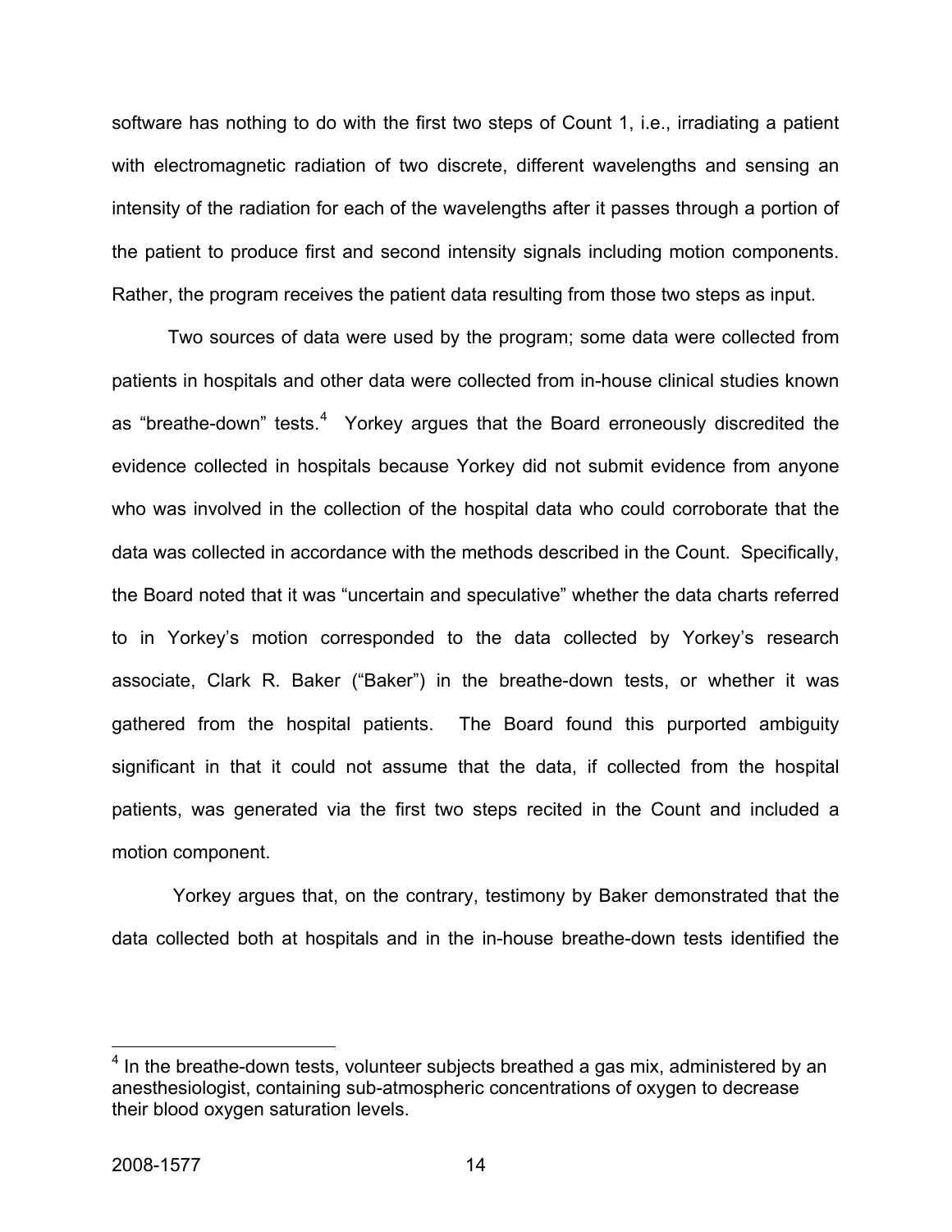software has nothing to do with the first two steps of Count 1, i.e., irradiating a patient with electromagnetic radiation of two discrete, different wavelengths and sensing an intensity of the radiation for each of the wavelengths after it passes through a portion of the patient to produce first and second intensity signals including motion components. Rather, the program receives the patient data resulting from those two steps as input.

Two sources of data were used by the program; some data were collected from patients in hospitals and other data were collected from in-house clinical studies known as "breathe-down" tests.[4] Yorkey argues that the Board erroneously discredited the evidence collected in hospitals because Yorkey did not submit evidence from anyone who was involved in the collection of the hospital data who could corroborate that the data was collected in accordance with the methods described in the Count. Specifically, the Board noted that it was "uncertain and speculative" whether the data charts referred to in Yorkey's motion corresponded to the data collected by Yorkey's research associate, Clark R. Baker ("Baker") in the breathe-down tests, or whether it was gathered from the hospital patients. The Board found this purported ambiguity significant in that it could not assume that the data, if collected from the hospital patients, was generated via the first two steps recited in the Count and included a motion component.

Yorkey argues that, on the contrary, testimony by Baker demonstrated that the data collected both at hospitals and in the in-house breathe-down tests identified the

[4] In the breathe-down tests, volunteer subjects breathed a gas mix, administered by an anesthesiologist, containing sub-atmospheric concentrations of oxygen to decrease their blood oxygen saturation levels.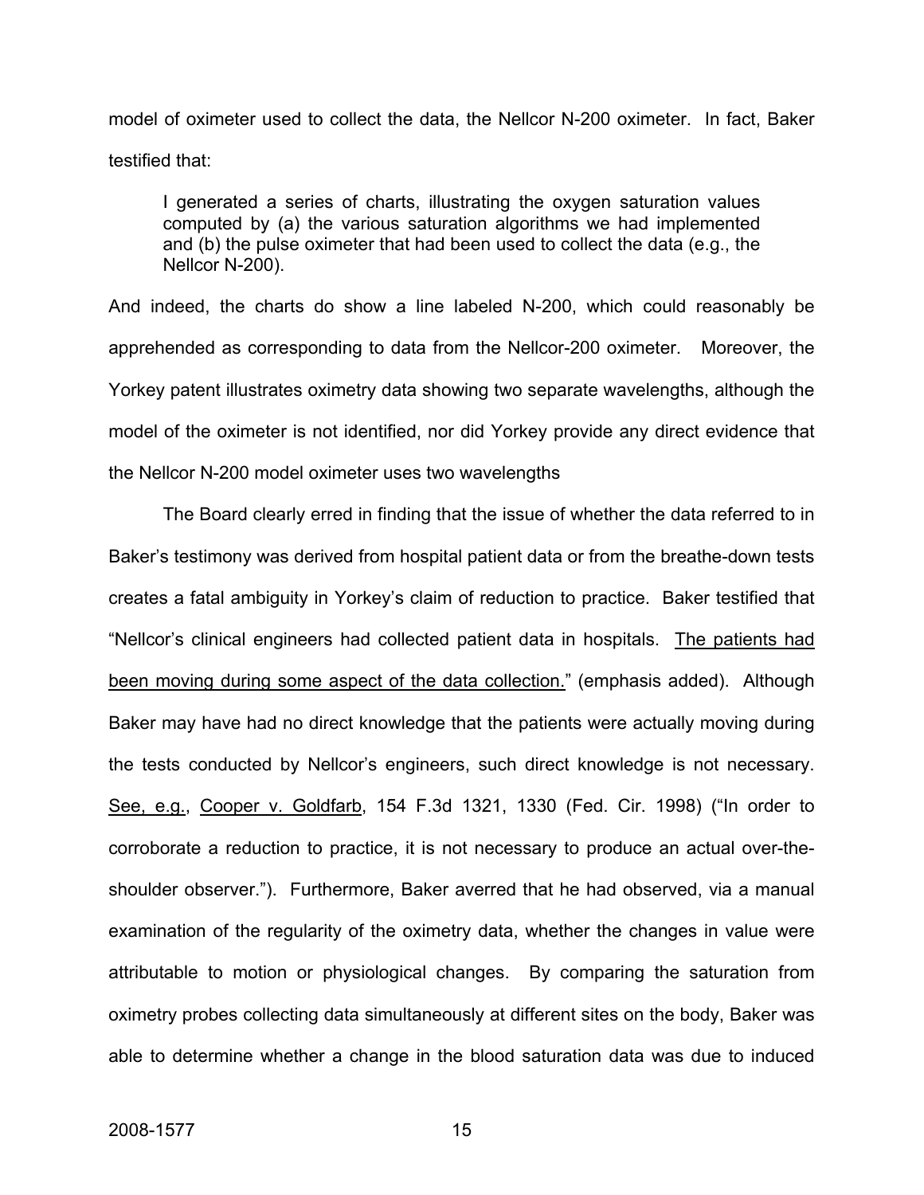model of oximeter used to collect the data, the Nellcor N-200 oximeter. In fact, Baker testified that:

> I generated a series of charts, illustrating the oxygen saturation values computed by (a) the various saturation algorithms we had implemented and (b) the pulse oximeter that had been used to collect the data (e.g., the Nellcor N-200).

And indeed, the charts do show a line labeled N-200, which could reasonably be apprehended as corresponding to data from the Nellcor-200 oximeter. Moreover, the Yorkey patent illustrates oximetry data showing two separate wavelengths, although the model of the oximeter is not identified, nor did Yorkey provide any direct evidence that the Nellcor N-200 model oximeter uses two wavelengths

The Board clearly erred in finding that the issue of whether the data referred to in Baker's testimony was derived from hospital patient data or from the breathe-down tests creates a fatal ambiguity in Yorkey's claim of reduction to practice. Baker testified that "Nellcor's clinical engineers had collected patient data in hospitals. <u>The patients had been moving during some aspect of the data collection.</u>" (emphasis added). Although Baker may have had no direct knowledge that the patients were actually moving during the tests conducted by Nellcor's engineers, such direct knowledge is not necessary. <u>See, e.g.</u>, <u>Cooper v. Goldfarb</u>, 154 F.3d 1321, 1330 (Fed. Cir. 1998) ("In order to corroborate a reduction to practice, it is not necessary to produce an actual over-the-shoulder observer."). Furthermore, Baker averred that he had observed, via a manual examination of the regularity of the oximetry data, whether the changes in value were attributable to motion or physiological changes. By comparing the saturation from oximetry probes collecting data simultaneously at different sites on the body, Baker was able to determine whether a change in the blood saturation data was due to induced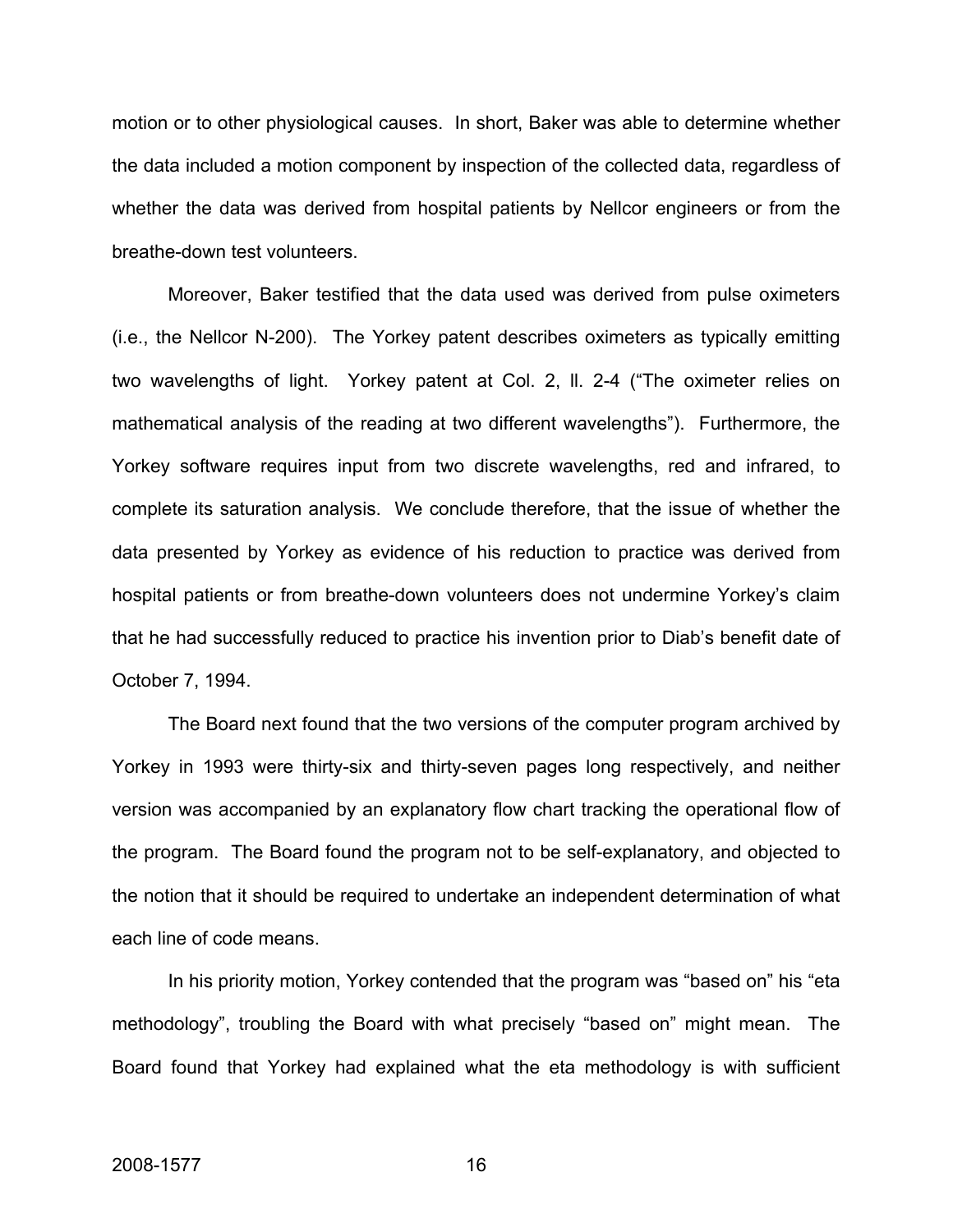motion or to other physiological causes. In short, Baker was able to determine whether the data included a motion component by inspection of the collected data, regardless of whether the data was derived from hospital patients by Nellcor engineers or from the breathe-down test volunteers.

Moreover, Baker testified that the data used was derived from pulse oximeters (i.e., the Nellcor N-200). The Yorkey patent describes oximeters as typically emitting two wavelengths of light. Yorkey patent at Col. 2, ll. 2-4 ("The oximeter relies on mathematical analysis of the reading at two different wavelengths"). Furthermore, the Yorkey software requires input from two discrete wavelengths, red and infrared, to complete its saturation analysis. We conclude therefore, that the issue of whether the data presented by Yorkey as evidence of his reduction to practice was derived from hospital patients or from breathe-down volunteers does not undermine Yorkey's claim that he had successfully reduced to practice his invention prior to Diab's benefit date of October 7, 1994.

The Board next found that the two versions of the computer program archived by Yorkey in 1993 were thirty-six and thirty-seven pages long respectively, and neither version was accompanied by an explanatory flow chart tracking the operational flow of the program. The Board found the program not to be self-explanatory, and objected to the notion that it should be required to undertake an independent determination of what each line of code means.

In his priority motion, Yorkey contended that the program was "based on" his "eta methodology", troubling the Board with what precisely "based on" might mean. The Board found that Yorkey had explained what the eta methodology is with sufficient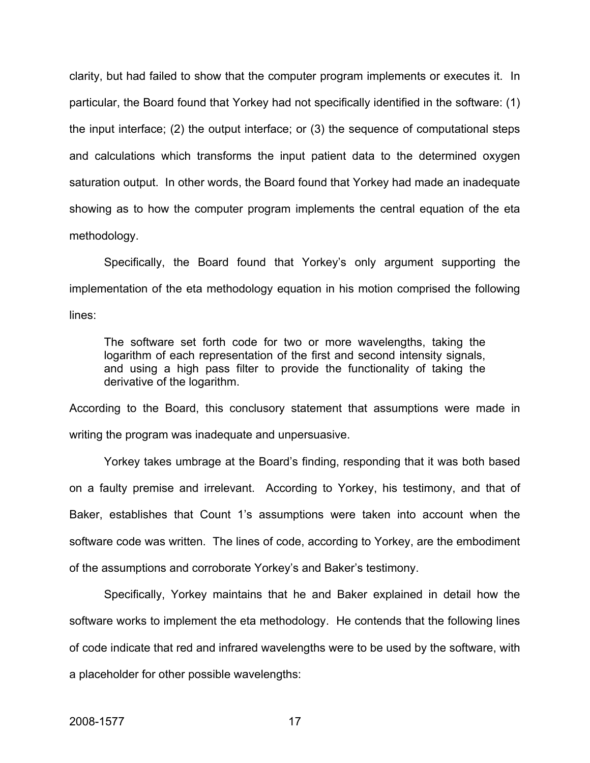clarity, but had failed to show that the computer program implements or executes it. In particular, the Board found that Yorkey had not specifically identified in the software: (1) the input interface; (2) the output interface; or (3) the sequence of computational steps and calculations which transforms the input patient data to the determined oxygen saturation output. In other words, the Board found that Yorkey had made an inadequate showing as to how the computer program implements the central equation of the eta methodology.

Specifically, the Board found that Yorkey's only argument supporting the implementation of the eta methodology equation in his motion comprised the following lines:

> The software set forth code for two or more wavelengths, taking the logarithm of each representation of the first and second intensity signals, and using a high pass filter to provide the functionality of taking the derivative of the logarithm.

According to the Board, this conclusory statement that assumptions were made in writing the program was inadequate and unpersuasive.

Yorkey takes umbrage at the Board's finding, responding that it was both based on a faulty premise and irrelevant. According to Yorkey, his testimony, and that of Baker, establishes that Count 1's assumptions were taken into account when the software code was written. The lines of code, according to Yorkey, are the embodiment of the assumptions and corroborate Yorkey's and Baker's testimony.

Specifically, Yorkey maintains that he and Baker explained in detail how the software works to implement the eta methodology. He contends that the following lines of code indicate that red and infrared wavelengths were to be used by the software, with a placeholder for other possible wavelengths: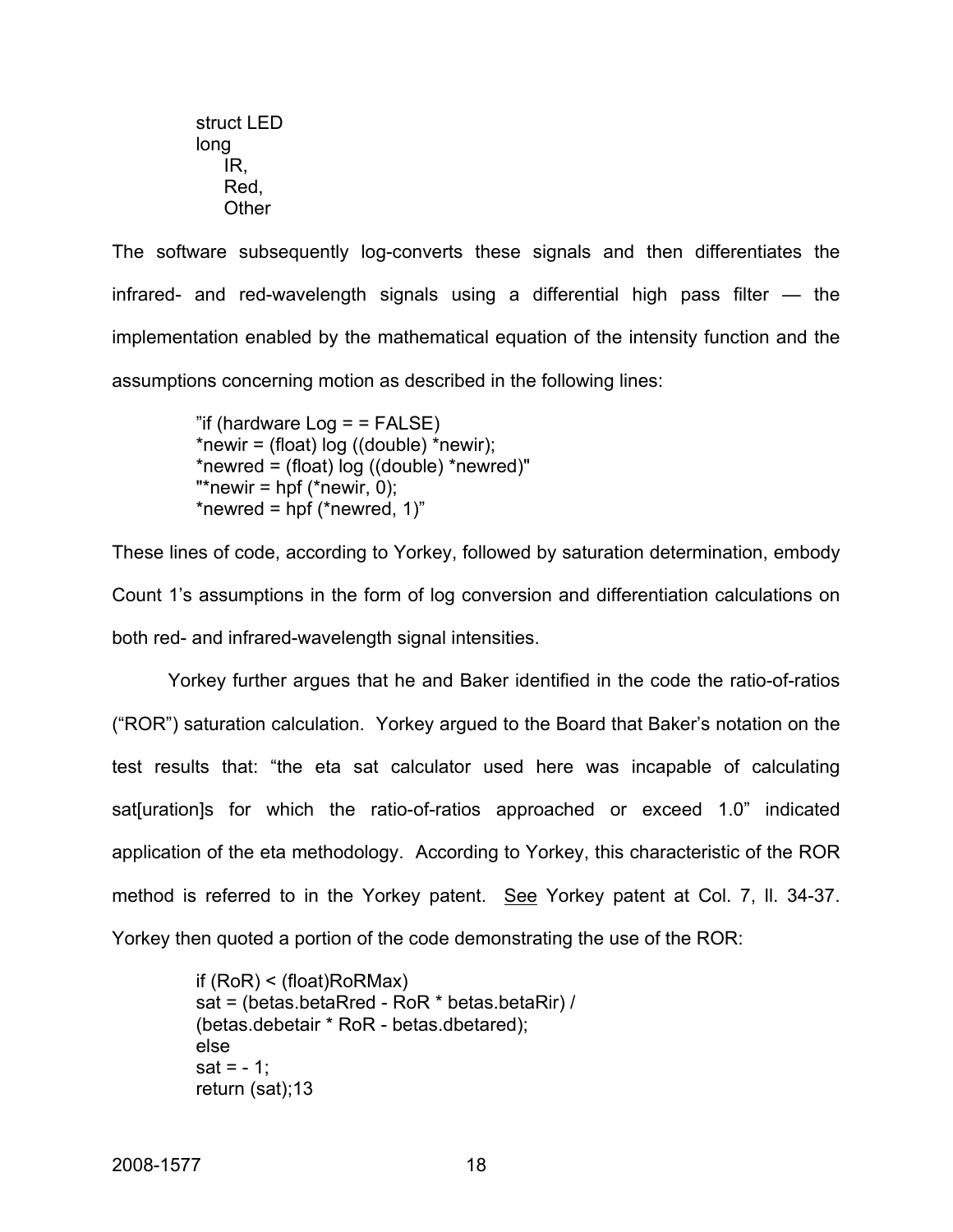```
struct LED
long
    IR,
    Red,
    Other
```

The software subsequently log-converts these signals and then differentiates the infrared- and red-wavelength signals using a differential high pass filter — the implementation enabled by the mathematical equation of the intensity function and the assumptions concerning motion as described in the following lines:

```
"if (hardware Log = = FALSE)
*newir = (float) log ((double) *newir);
*newred = (float) log ((double) *newred)"
"*newir = hpf (*newir, 0);
*newred = hpf (*newred, 1)"
```

These lines of code, according to Yorkey, followed by saturation determination, embody Count 1's assumptions in the form of log conversion and differentiation calculations on both red- and infrared-wavelength signal intensities.

Yorkey further argues that he and Baker identified in the code the ratio-of-ratios ("ROR") saturation calculation. Yorkey argued to the Board that Baker's notation on the test results that: "the eta sat calculator used here was incapable of calculating sat[uration]s for which the ratio-of-ratios approached or exceed 1.0" indicated application of the eta methodology. According to Yorkey, this characteristic of the ROR method is referred to in the Yorkey patent. See Yorkey patent at Col. 7, ll. 34-37. Yorkey then quoted a portion of the code demonstrating the use of the ROR:

```
if (RoR) < (float)RoRMax)
sat = (betas.betaRred - RoR * betas.betaRir) /
(betas.debetair * RoR - betas.dbetared);
else
sat = - 1;
return (sat);13
```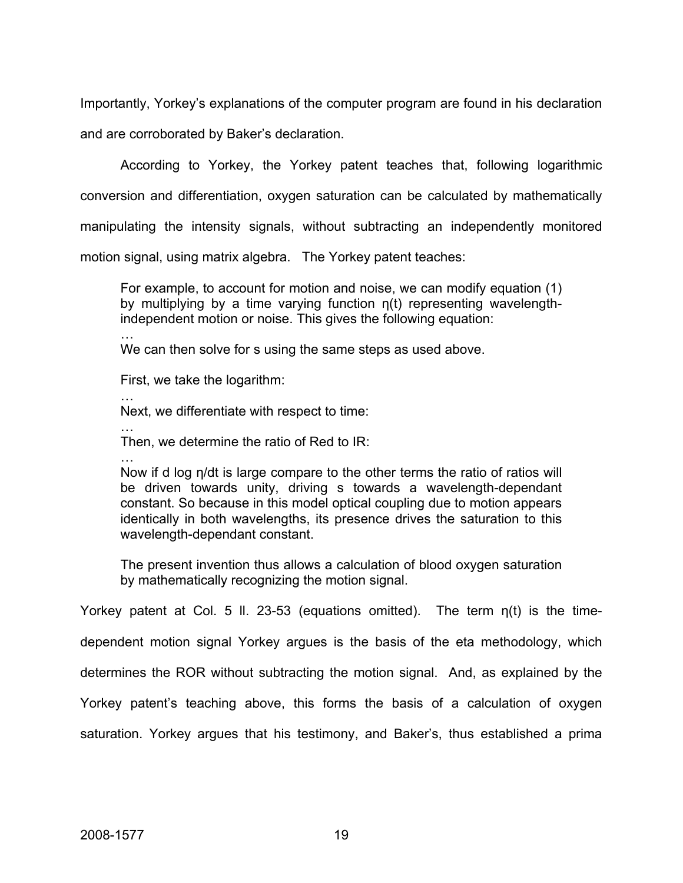Importantly, Yorkey's explanations of the computer program are found in his declaration and are corroborated by Baker's declaration.

According to Yorkey, the Yorkey patent teaches that, following logarithmic conversion and differentiation, oxygen saturation can be calculated by mathematically manipulating the intensity signals, without subtracting an independently monitored motion signal, using matrix algebra. The Yorkey patent teaches:

> For example, to account for motion and noise, we can modify equation (1) by multiplying by a time varying function $\eta(t)$ representing wavelength-independent motion or noise. This gives the following equation:
>
> …
>
> We can then solve for s using the same steps as used above.
>
> First, we take the logarithm:
>
> …
>
> Next, we differentiate with respect to time:
>
> …
>
> Then, we determine the ratio of Red to IR:
>
> …
>
> Now if d log $\eta$/dt is large compare to the other terms the ratio of ratios will be driven towards unity, driving s towards a wavelength-dependant constant. So because in this model optical coupling due to motion appears identically in both wavelengths, its presence drives the saturation to this wavelength-dependant constant.
>
> The present invention thus allows a calculation of blood oxygen saturation by mathematically recognizing the motion signal.

Yorkey patent at Col. 5 ll. 23-53 (equations omitted). The term $\eta(t)$ is the time-dependent motion signal Yorkey argues is the basis of the eta methodology, which determines the ROR without subtracting the motion signal. And, as explained by the Yorkey patent's teaching above, this forms the basis of a calculation of oxygen saturation. Yorkey argues that his testimony, and Baker's, thus established a prima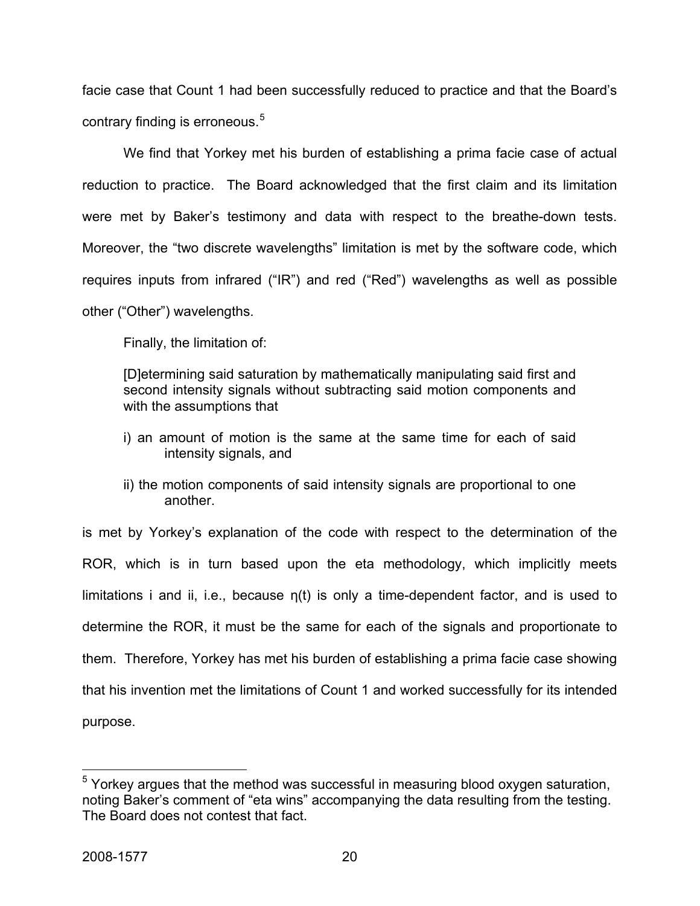facie case that Count 1 had been successfully reduced to practice and that the Board's contrary finding is erroneous.[5]

We find that Yorkey met his burden of establishing a prima facie case of actual reduction to practice. The Board acknowledged that the first claim and its limitation were met by Baker's testimony and data with respect to the breathe-down tests. Moreover, the "two discrete wavelengths" limitation is met by the software code, which requires inputs from infrared ("IR") and red ("Red") wavelengths as well as possible other ("Other") wavelengths.

Finally, the limitation of:

> [D]etermining said saturation by mathematically manipulating said first and second intensity signals without subtracting said motion components and with the assumptions that
>
> i) an amount of motion is the same at the same time for each of said intensity signals, and
>
> ii) the motion components of said intensity signals are proportional to one another.

is met by Yorkey's explanation of the code with respect to the determination of the ROR, which is in turn based upon the eta methodology, which implicitly meets limitations i and ii, i.e., because $\eta(t)$ is only a time-dependent factor, and is used to determine the ROR, it must be the same for each of the signals and proportionate to them. Therefore, Yorkey has met his burden of establishing a prima facie case showing that his invention met the limitations of Count 1 and worked successfully for its intended purpose.

---

[5] Yorkey argues that the method was successful in measuring blood oxygen saturation, noting Baker's comment of "eta wins" accompanying the data resulting from the testing. The Board does not contest that fact.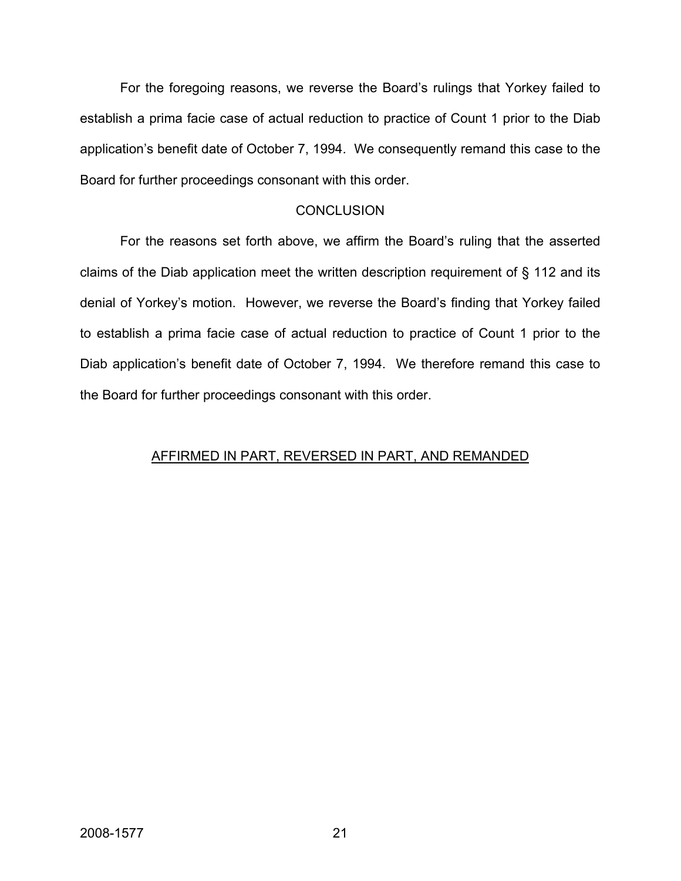For the foregoing reasons, we reverse the Board's rulings that Yorkey failed to establish a prima facie case of actual reduction to practice of Count 1 prior to the Diab application's benefit date of October 7, 1994. We consequently remand this case to the Board for further proceedings consonant with this order.

## CONCLUSION

For the reasons set forth above, we affirm the Board's ruling that the asserted claims of the Diab application meet the written description requirement of § 112 and its denial of Yorkey's motion. However, we reverse the Board's finding that Yorkey failed to establish a prima facie case of actual reduction to practice of Count 1 prior to the Diab application's benefit date of October 7, 1994. We therefore remand this case to the Board for further proceedings consonant with this order.

AFFIRMED IN PART, REVERSED IN PART, AND REMANDED